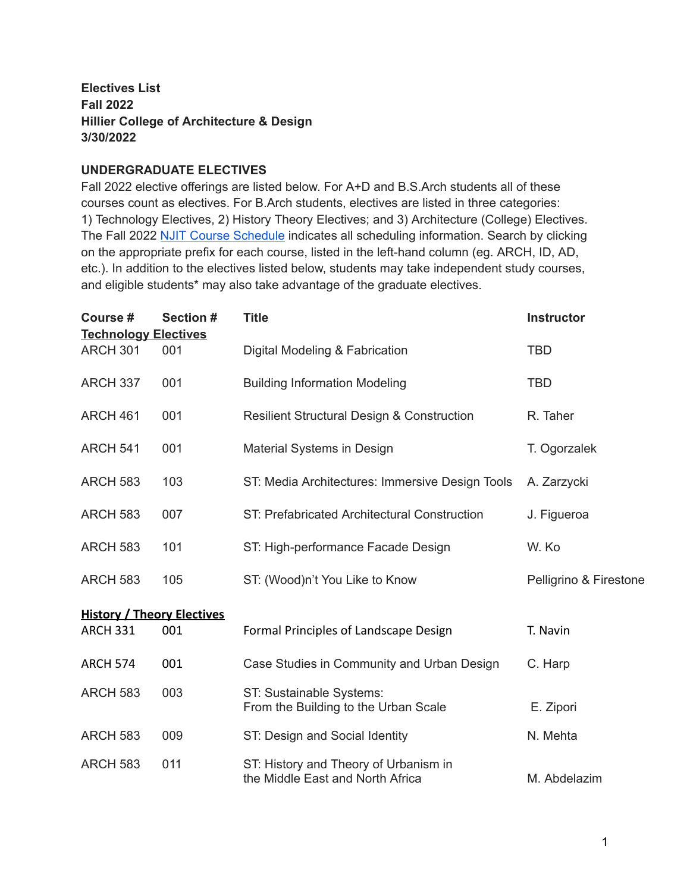**Electives List**
**Fall 2022**
**Hillier College of Architecture & Design**
**3/30/2022**

## UNDERGRADUATE ELECTIVES

Fall 2022 elective offerings are listed below. For A+D and B.S.Arch students all of these courses count as electives. For B.Arch students, electives are listed in three categories: 1) Technology Electives, 2) History Theory Electives; and 3) Architecture (College) Electives. The Fall 2022 NJIT Course Schedule indicates all scheduling information. Search by clicking on the appropriate prefix for each course, listed in the left-hand column (eg. ARCH, ID, AD, etc.). In addition to the electives listed below, students may take independent study courses, and eligible students* may also take advantage of the graduate electives.

| Course # | Section # | Title | Instructor |
|---|---|---|---|
| **Technology Electives** | | | |
| ARCH 301 | 001 | Digital Modeling & Fabrication | TBD |
| ARCH 337 | 001 | Building Information Modeling | TBD |
| ARCH 461 | 001 | Resilient Structural Design & Construction | R. Taher |
| ARCH 541 | 001 | Material Systems in Design | T. Ogorzalek |
| ARCH 583 | 103 | ST: Media Architectures: Immersive Design Tools | A. Zarzycki |
| ARCH 583 | 007 | ST: Prefabricated Architectural Construction | J. Figueroa |
| ARCH 583 | 101 | ST: High-performance Facade Design | W. Ko |
| ARCH 583 | 105 | ST: (Wood)n't You Like to Know | Pelligrino & Firestone |
| **History / Theory Electives** | | | |
| ARCH 331 | 001 | Formal Principles of Landscape Design | T. Navin |
| ARCH 574 | 001 | Case Studies in Community and Urban Design | C. Harp |
| ARCH 583 | 003 | ST: Sustainable Systems: From the Building to the Urban Scale | E. Zipori |
| ARCH 583 | 009 | ST: Design and Social Identity | N. Mehta |
| ARCH 583 | 011 | ST: History and Theory of Urbanism in the Middle East and North Africa | M. Abdelazim |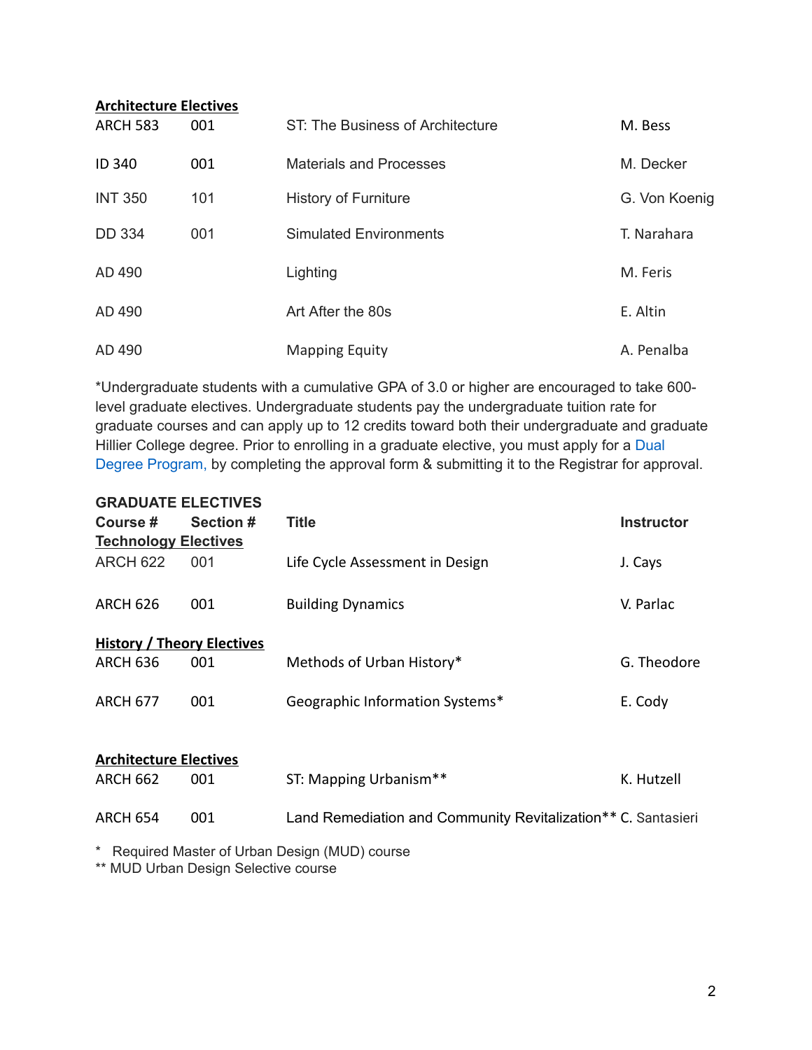**Architecture Electives**

| | | | |
|---|---|---|---|
| ARCH 583 | 001 | ST: The Business of Architecture | M. Bess |
| ID 340 | 001 | Materials and Processes | M. Decker |
| INT 350 | 101 | History of Furniture | G. Von Koenig |
| DD 334 | 001 | Simulated Environments | T. Narahara |
| AD 490 | | Lighting | M. Feris |
| AD 490 | | Art After the 80s | E. Altin |
| AD 490 | | Mapping Equity | A. Penalba |

*Undergraduate students with a cumulative GPA of 3.0 or higher are encouraged to take 600-level graduate electives. Undergraduate students pay the undergraduate tuition rate for graduate courses and can apply up to 12 credits toward both their undergraduate and graduate Hillier College degree. Prior to enrolling in a graduate elective, you must apply for a Dual Degree Program, by completing the approval form & submitting it to the Registrar for approval.

**GRADUATE ELECTIVES**

| Course # | Section # | Title | Instructor |
|---|---|---|---|
| **Technology Electives** | | | |
| ARCH 622 | 001 | Life Cycle Assessment in Design | J. Cays |
| ARCH 626 | 001 | Building Dynamics | V. Parlac |
| **History / Theory Electives** | | | |
| ARCH 636 | 001 | Methods of Urban History* | G. Theodore |
| ARCH 677 | 001 | Geographic Information Systems* | E. Cody |
| **Architecture Electives** | | | |
| ARCH 662 | 001 | ST: Mapping Urbanism** | K. Hutzell |
| ARCH 654 | 001 | Land Remediation and Community Revitalization** | C. Santasieri |

\* Required Master of Urban Design (MUD) course
** MUD Urban Design Selective course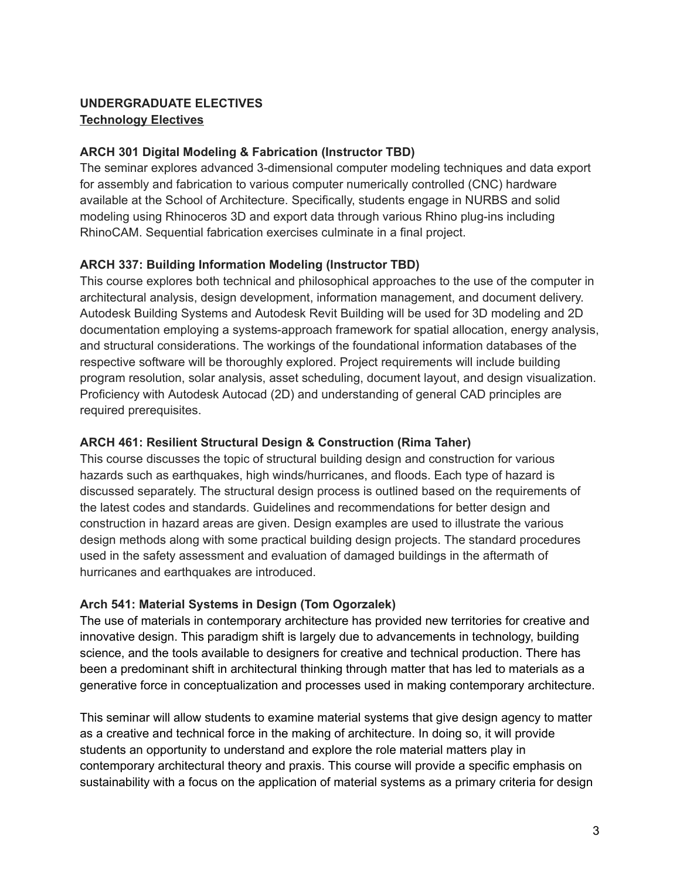**UNDERGRADUATE ELECTIVES**
**Technology Electives**

**ARCH 301 Digital Modeling & Fabrication (Instructor TBD)**
The seminar explores advanced 3-dimensional computer modeling techniques and data export for assembly and fabrication to various computer numerically controlled (CNC) hardware available at the School of Architecture. Specifically, students engage in NURBS and solid modeling using Rhinoceros 3D and export data through various Rhino plug-ins including RhinoCAM. Sequential fabrication exercises culminate in a final project.

**ARCH 337: Building Information Modeling (Instructor TBD)**
This course explores both technical and philosophical approaches to the use of the computer in architectural analysis, design development, information management, and document delivery. Autodesk Building Systems and Autodesk Revit Building will be used for 3D modeling and 2D documentation employing a systems-approach framework for spatial allocation, energy analysis, and structural considerations. The workings of the foundational information databases of the respective software will be thoroughly explored. Project requirements will include building program resolution, solar analysis, asset scheduling, document layout, and design visualization. Proficiency with Autodesk Autocad (2D) and understanding of general CAD principles are required prerequisites.

**ARCH 461: Resilient Structural Design & Construction (Rima Taher)**
This course discusses the topic of structural building design and construction for various hazards such as earthquakes, high winds/hurricanes, and floods. Each type of hazard is discussed separately. The structural design process is outlined based on the requirements of the latest codes and standards. Guidelines and recommendations for better design and construction in hazard areas are given. Design examples are used to illustrate the various design methods along with some practical building design projects. The standard procedures used in the safety assessment and evaluation of damaged buildings in the aftermath of hurricanes and earthquakes are introduced.

**Arch 541: Material Systems in Design (Tom Ogorzalek)**
The use of materials in contemporary architecture has provided new territories for creative and innovative design. This paradigm shift is largely due to advancements in technology, building science, and the tools available to designers for creative and technical production. There has been a predominant shift in architectural thinking through matter that has led to materials as a generative force in conceptualization and processes used in making contemporary architecture.

This seminar will allow students to examine material systems that give design agency to matter as a creative and technical force in the making of architecture. In doing so, it will provide students an opportunity to understand and explore the role material matters play in contemporary architectural theory and praxis. This course will provide a specific emphasis on sustainability with a focus on the application of material systems as a primary criteria for design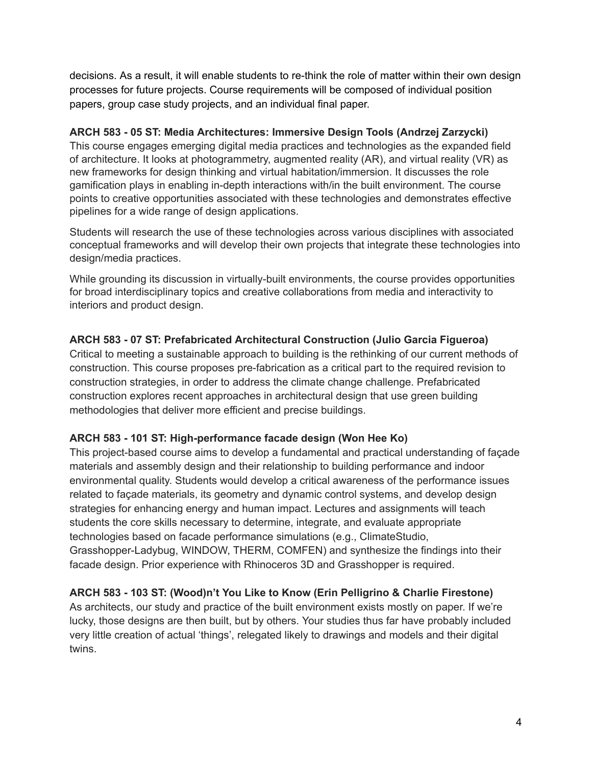decisions. As a result, it will enable students to re-think the role of matter within their own design processes for future projects. Course requirements will be composed of individual position papers, group case study projects, and an individual final paper.

**ARCH 583 - 05 ST: Media Architectures: Immersive Design Tools (Andrzej Zarzycki)**
This course engages emerging digital media practices and technologies as the expanded field of architecture. It looks at photogrammetry, augmented reality (AR), and virtual reality (VR) as new frameworks for design thinking and virtual habitation/immersion. It discusses the role gamification plays in enabling in-depth interactions with/in the built environment. The course points to creative opportunities associated with these technologies and demonstrates effective pipelines for a wide range of design applications.

Students will research the use of these technologies across various disciplines with associated conceptual frameworks and will develop their own projects that integrate these technologies into design/media practices.

While grounding its discussion in virtually-built environments, the course provides opportunities for broad interdisciplinary topics and creative collaborations from media and interactivity to interiors and product design.

**ARCH 583 - 07 ST: Prefabricated Architectural Construction (Julio Garcia Figueroa)**
Critical to meeting a sustainable approach to building is the rethinking of our current methods of construction. This course proposes pre-fabrication as a critical part to the required revision to construction strategies, in order to address the climate change challenge. Prefabricated construction explores recent approaches in architectural design that use green building methodologies that deliver more efficient and precise buildings.

**ARCH 583 - 101 ST: High-performance facade design (Won Hee Ko)**
This project-based course aims to develop a fundamental and practical understanding of façade materials and assembly design and their relationship to building performance and indoor environmental quality. Students would develop a critical awareness of the performance issues related to façade materials, its geometry and dynamic control systems, and develop design strategies for enhancing energy and human impact. Lectures and assignments will teach students the core skills necessary to determine, integrate, and evaluate appropriate technologies based on facade performance simulations (e.g., ClimateStudio, Grasshopper-Ladybug, WINDOW, THERM, COMFEN) and synthesize the findings into their facade design. Prior experience with Rhinoceros 3D and Grasshopper is required.

**ARCH 583 - 103 ST: (Wood)n't You Like to Know (Erin Pelligrino & Charlie Firestone)**
As architects, our study and practice of the built environment exists mostly on paper. If we're lucky, those designs are then built, but by others. Your studies thus far have probably included very little creation of actual 'things', relegated likely to drawings and models and their digital twins.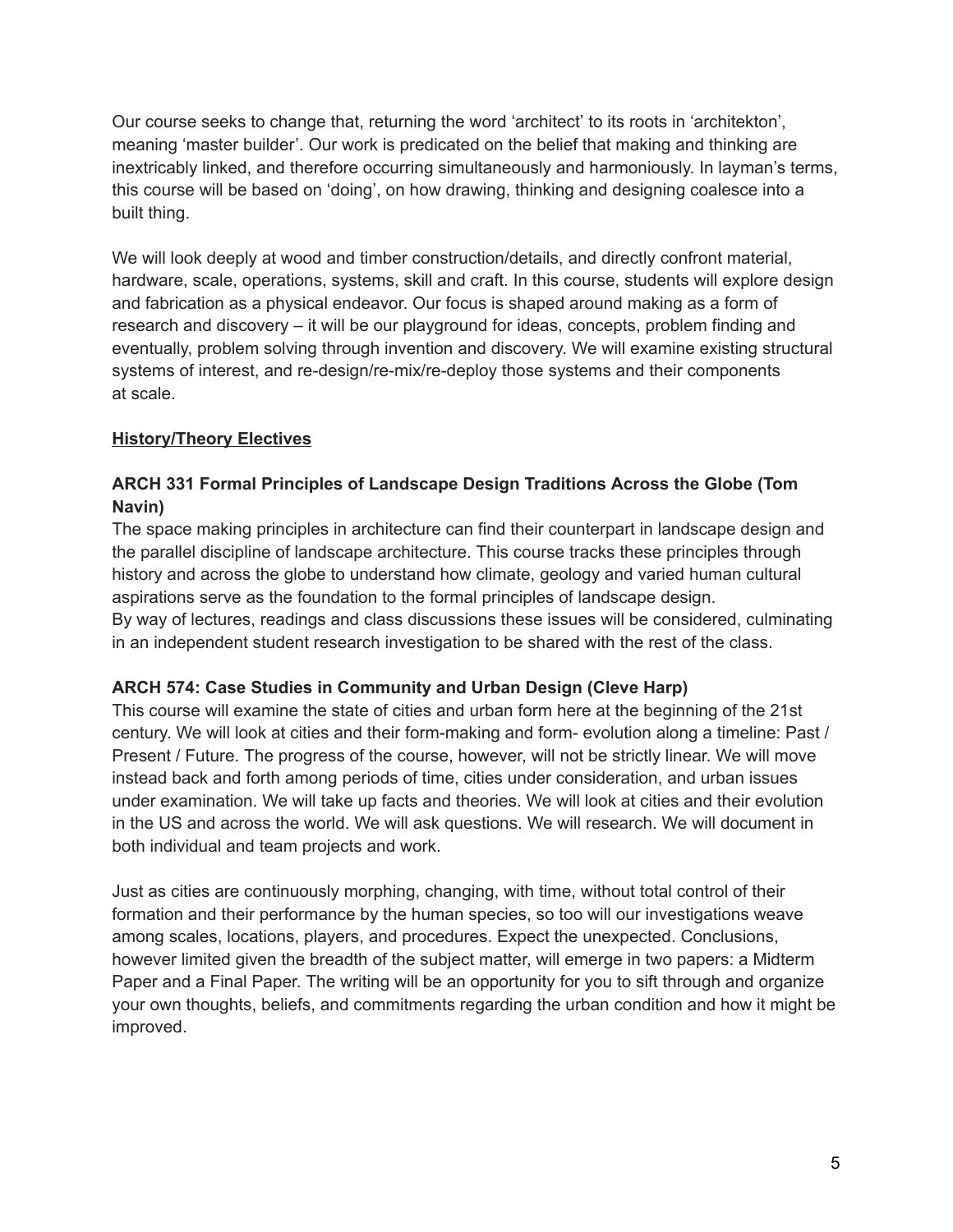Our course seeks to change that, returning the word 'architect' to its roots in 'architekton', meaning 'master builder'. Our work is predicated on the belief that making and thinking are inextricably linked, and therefore occurring simultaneously and harmoniously. In layman's terms, this course will be based on 'doing', on how drawing, thinking and designing coalesce into a built thing.

We will look deeply at wood and timber construction/details, and directly confront material, hardware, scale, operations, systems, skill and craft. In this course, students will explore design and fabrication as a physical endeavor. Our focus is shaped around making as a form of research and discovery – it will be our playground for ideas, concepts, problem finding and eventually, problem solving through invention and discovery. We will examine existing structural systems of interest, and re-design/re-mix/re-deploy those systems and their components at scale.

**History/Theory Electives**

**ARCH 331 Formal Principles of Landscape Design Traditions Across the Globe (Tom Navin)**

The space making principles in architecture can find their counterpart in landscape design and the parallel discipline of landscape architecture. This course tracks these principles through history and across the globe to understand how climate, geology and varied human cultural aspirations serve as the foundation to the formal principles of landscape design.
By way of lectures, readings and class discussions these issues will be considered, culminating in an independent student research investigation to be shared with the rest of the class.

**ARCH 574: Case Studies in Community and Urban Design (Cleve Harp)**

This course will examine the state of cities and urban form here at the beginning of the 21st century. We will look at cities and their form-making and form- evolution along a timeline: Past / Present / Future. The progress of the course, however, will not be strictly linear. We will move instead back and forth among periods of time, cities under consideration, and urban issues under examination. We will take up facts and theories. We will look at cities and their evolution in the US and across the world. We will ask questions. We will research. We will document in both individual and team projects and work.

Just as cities are continuously morphing, changing, with time, without total control of their formation and their performance by the human species, so too will our investigations weave among scales, locations, players, and procedures. Expect the unexpected. Conclusions, however limited given the breadth of the subject matter, will emerge in two papers: a Midterm Paper and a Final Paper. The writing will be an opportunity for you to sift through and organize your own thoughts, beliefs, and commitments regarding the urban condition and how it might be improved.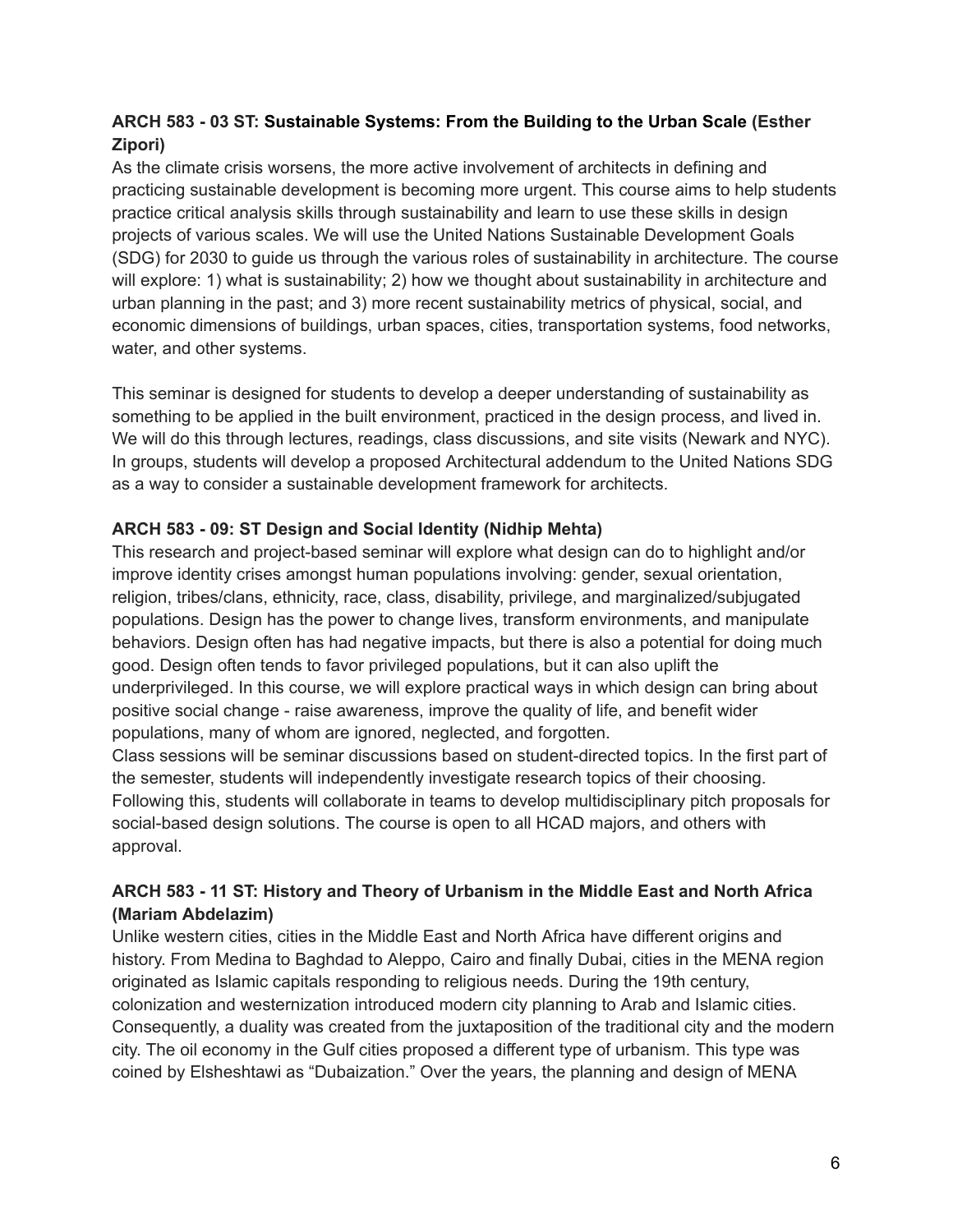**ARCH 583 - 03 ST: Sustainable Systems: From the Building to the Urban Scale (Esther Zipori)**

As the climate crisis worsens, the more active involvement of architects in defining and practicing sustainable development is becoming more urgent. This course aims to help students practice critical analysis skills through sustainability and learn to use these skills in design projects of various scales. We will use the United Nations Sustainable Development Goals (SDG) for 2030 to guide us through the various roles of sustainability in architecture. The course will explore: 1) what is sustainability; 2) how we thought about sustainability in architecture and urban planning in the past; and 3) more recent sustainability metrics of physical, social, and economic dimensions of buildings, urban spaces, cities, transportation systems, food networks, water, and other systems.

This seminar is designed for students to develop a deeper understanding of sustainability as something to be applied in the built environment, practiced in the design process, and lived in. We will do this through lectures, readings, class discussions, and site visits (Newark and NYC). In groups, students will develop a proposed Architectural addendum to the United Nations SDG as a way to consider a sustainable development framework for architects.

**ARCH 583 - 09: ST Design and Social Identity (Nidhip Mehta)**

This research and project-based seminar will explore what design can do to highlight and/or improve identity crises amongst human populations involving: gender, sexual orientation, religion, tribes/clans, ethnicity, race, class, disability, privilege, and marginalized/subjugated populations. Design has the power to change lives, transform environments, and manipulate behaviors. Design often has had negative impacts, but there is also a potential for doing much good. Design often tends to favor privileged populations, but it can also uplift the underprivileged. In this course, we will explore practical ways in which design can bring about positive social change - raise awareness, improve the quality of life, and benefit wider populations, many of whom are ignored, neglected, and forgotten.

Class sessions will be seminar discussions based on student-directed topics. In the first part of the semester, students will independently investigate research topics of their choosing. Following this, students will collaborate in teams to develop multidisciplinary pitch proposals for social-based design solutions. The course is open to all HCAD majors, and others with approval.

**ARCH 583 - 11 ST: History and Theory of Urbanism in the Middle East and North Africa (Mariam Abdelazim)**

Unlike western cities, cities in the Middle East and North Africa have different origins and history. From Medina to Baghdad to Aleppo, Cairo and finally Dubai, cities in the MENA region originated as Islamic capitals responding to religious needs. During the 19th century, colonization and westernization introduced modern city planning to Arab and Islamic cities. Consequently, a duality was created from the juxtaposition of the traditional city and the modern city. The oil economy in the Gulf cities proposed a different type of urbanism. This type was coined by Elsheshtawi as "Dubaization." Over the years, the planning and design of MENA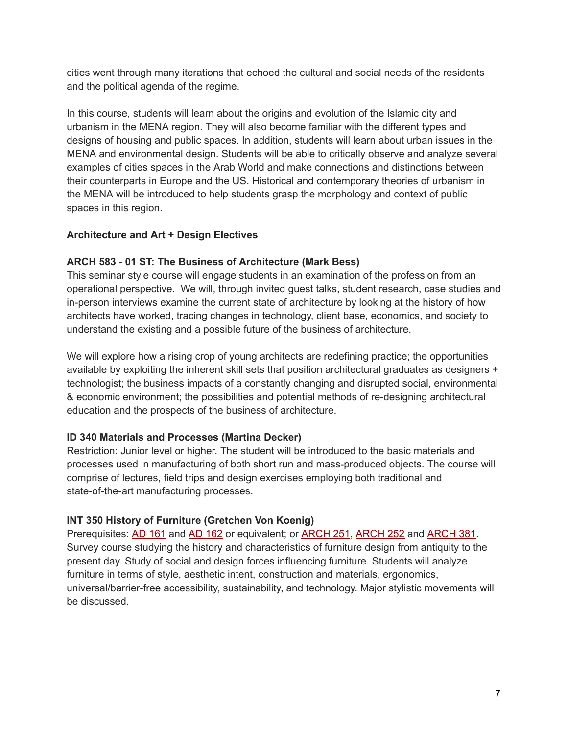cities went through many iterations that echoed the cultural and social needs of the residents and the political agenda of the regime.

In this course, students will learn about the origins and evolution of the Islamic city and urbanism in the MENA region. They will also become familiar with the different types and designs of housing and public spaces. In addition, students will learn about urban issues in the MENA and environmental design. Students will be able to critically observe and analyze several examples of cities spaces in the Arab World and make connections and distinctions between their counterparts in Europe and the US. Historical and contemporary theories of urbanism in the MENA will be introduced to help students grasp the morphology and context of public spaces in this region.

## Architecture and Art + Design Electives

**ARCH 583 - 01 ST: The Business of Architecture (Mark Bess)**
This seminar style course will engage students in an examination of the profession from an operational perspective. We will, through invited guest talks, student research, case studies and in-person interviews examine the current state of architecture by looking at the history of how architects have worked, tracing changes in technology, client base, economics, and society to understand the existing and a possible future of the business of architecture.

We will explore how a rising crop of young architects are redefining practice; the opportunities available by exploiting the inherent skill sets that position architectural graduates as designers + technologist; the business impacts of a constantly changing and disrupted social, environmental & economic environment; the possibilities and potential methods of re-designing architectural education and the prospects of the business of architecture.

**ID 340 Materials and Processes (Martina Decker)**
Restriction: Junior level or higher. The student will be introduced to the basic materials and processes used in manufacturing of both short run and mass-produced objects. The course will comprise of lectures, field trips and design exercises employing both traditional and state-of-the-art manufacturing processes.

**INT 350 History of Furniture (Gretchen Von Koenig)**
Prerequisites: AD 161 and AD 162 or equivalent; or ARCH 251, ARCH 252 and ARCH 381. Survey course studying the history and characteristics of furniture design from antiquity to the present day. Study of social and design forces influencing furniture. Students will analyze furniture in terms of style, aesthetic intent, construction and materials, ergonomics, universal/barrier-free accessibility, sustainability, and technology. Major stylistic movements will be discussed.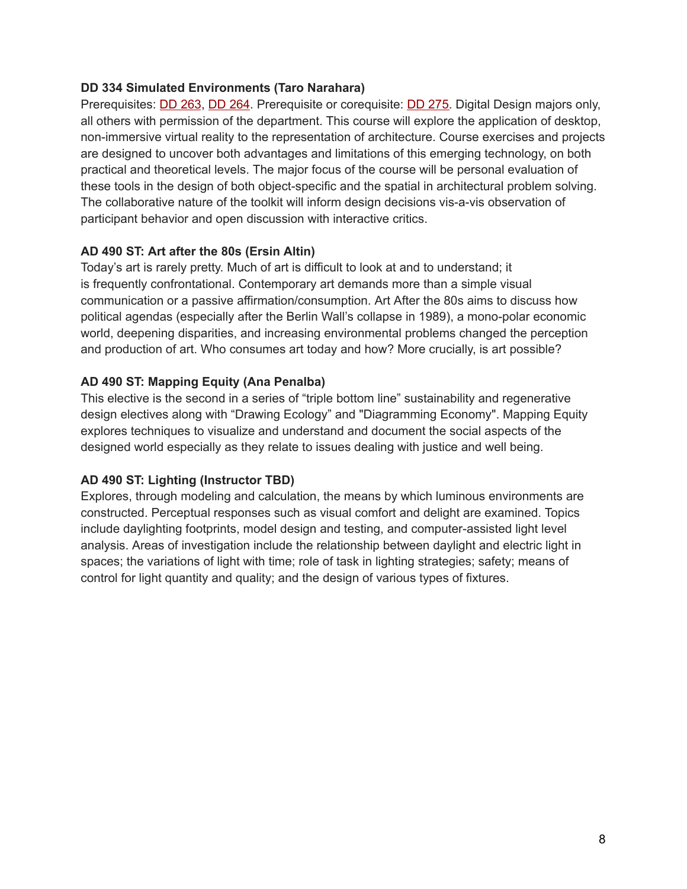**DD 334 Simulated Environments (Taro Narahara)**

Prerequisites: DD 263, DD 264. Prerequisite or corequisite: DD 275. Digital Design majors only, all others with permission of the department. This course will explore the application of desktop, non-immersive virtual reality to the representation of architecture. Course exercises and projects are designed to uncover both advantages and limitations of this emerging technology, on both practical and theoretical levels. The major focus of the course will be personal evaluation of these tools in the design of both object-specific and the spatial in architectural problem solving. The collaborative nature of the toolkit will inform design decisions vis-a-vis observation of participant behavior and open discussion with interactive critics.

**AD 490 ST: Art after the 80s (Ersin Altin)**

Today's art is rarely pretty. Much of art is difficult to look at and to understand; it is frequently confrontational. Contemporary art demands more than a simple visual communication or a passive affirmation/consumption. Art After the 80s aims to discuss how political agendas (especially after the Berlin Wall's collapse in 1989), a mono-polar economic world, deepening disparities, and increasing environmental problems changed the perception and production of art. Who consumes art today and how? More crucially, is art possible?

**AD 490 ST: Mapping Equity (Ana Penalba)**

This elective is the second in a series of "triple bottom line" sustainability and regenerative design electives along with "Drawing Ecology" and "Diagramming Economy". Mapping Equity explores techniques to visualize and understand and document the social aspects of the designed world especially as they relate to issues dealing with justice and well being.

**AD 490 ST: Lighting (Instructor TBD)**

Explores, through modeling and calculation, the means by which luminous environments are constructed. Perceptual responses such as visual comfort and delight are examined. Topics include daylighting footprints, model design and testing, and computer-assisted light level analysis. Areas of investigation include the relationship between daylight and electric light in spaces; the variations of light with time; role of task in lighting strategies; safety; means of control for light quantity and quality; and the design of various types of fixtures.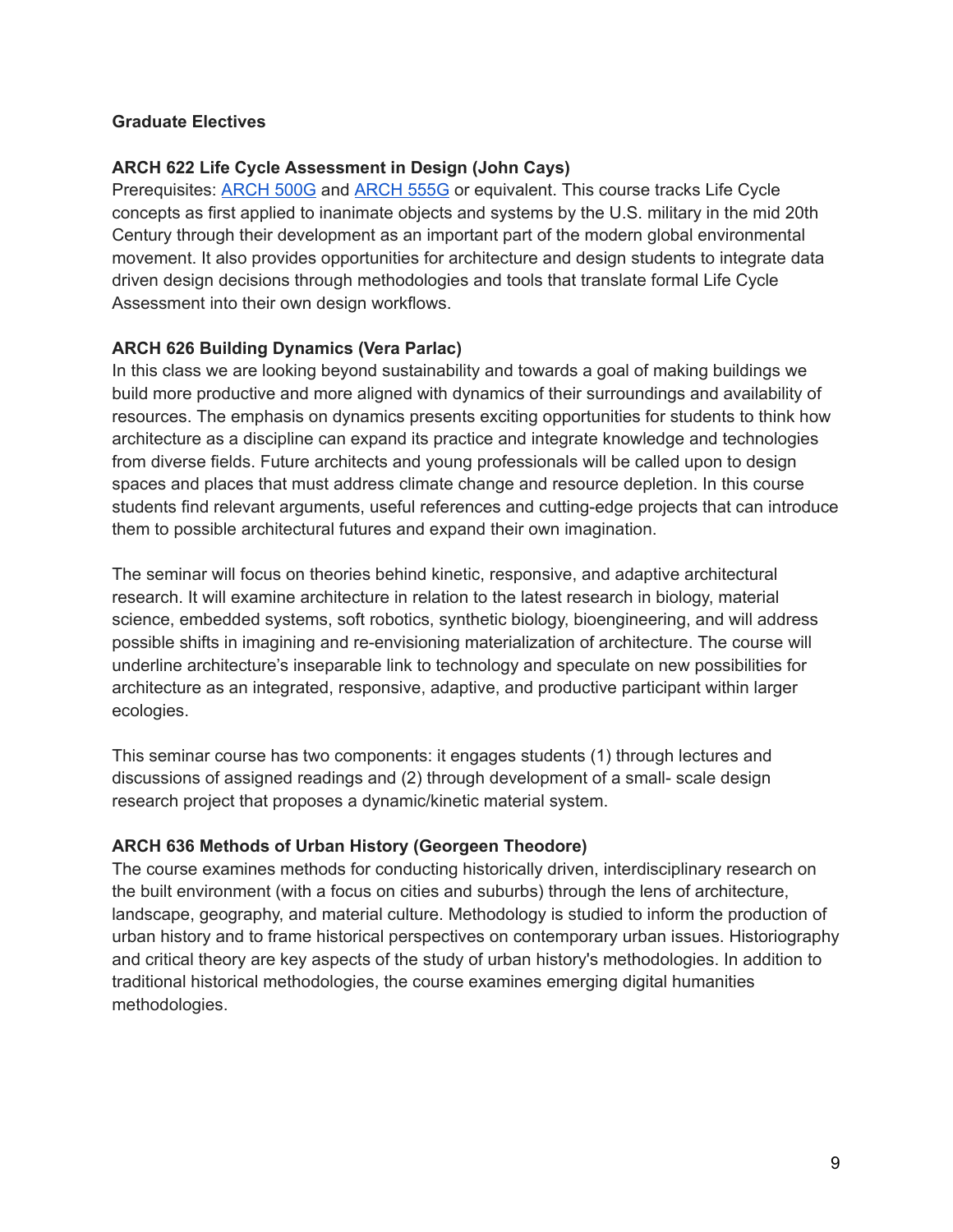**Graduate Electives**

**ARCH 622 Life Cycle Assessment in Design (John Cays)**
Prerequisites: ARCH 500G and ARCH 555G or equivalent. This course tracks Life Cycle concepts as first applied to inanimate objects and systems by the U.S. military in the mid 20th Century through their development as an important part of the modern global environmental movement. It also provides opportunities for architecture and design students to integrate data driven design decisions through methodologies and tools that translate formal Life Cycle Assessment into their own design workflows.

**ARCH 626 Building Dynamics (Vera Parlac)**
In this class we are looking beyond sustainability and towards a goal of making buildings we build more productive and more aligned with dynamics of their surroundings and availability of resources. The emphasis on dynamics presents exciting opportunities for students to think how architecture as a discipline can expand its practice and integrate knowledge and technologies from diverse fields. Future architects and young professionals will be called upon to design spaces and places that must address climate change and resource depletion. In this course students find relevant arguments, useful references and cutting-edge projects that can introduce them to possible architectural futures and expand their own imagination.

The seminar will focus on theories behind kinetic, responsive, and adaptive architectural research. It will examine architecture in relation to the latest research in biology, material science, embedded systems, soft robotics, synthetic biology, bioengineering, and will address possible shifts in imagining and re-envisioning materialization of architecture. The course will underline architecture's inseparable link to technology and speculate on new possibilities for architecture as an integrated, responsive, adaptive, and productive participant within larger ecologies.

This seminar course has two components: it engages students (1) through lectures and discussions of assigned readings and (2) through development of a small- scale design research project that proposes a dynamic/kinetic material system.

**ARCH 636 Methods of Urban History (Georgeen Theodore)**
The course examines methods for conducting historically driven, interdisciplinary research on the built environment (with a focus on cities and suburbs) through the lens of architecture, landscape, geography, and material culture. Methodology is studied to inform the production of urban history and to frame historical perspectives on contemporary urban issues. Historiography and critical theory are key aspects of the study of urban history's methodologies. In addition to traditional historical methodologies, the course examines emerging digital humanities methodologies.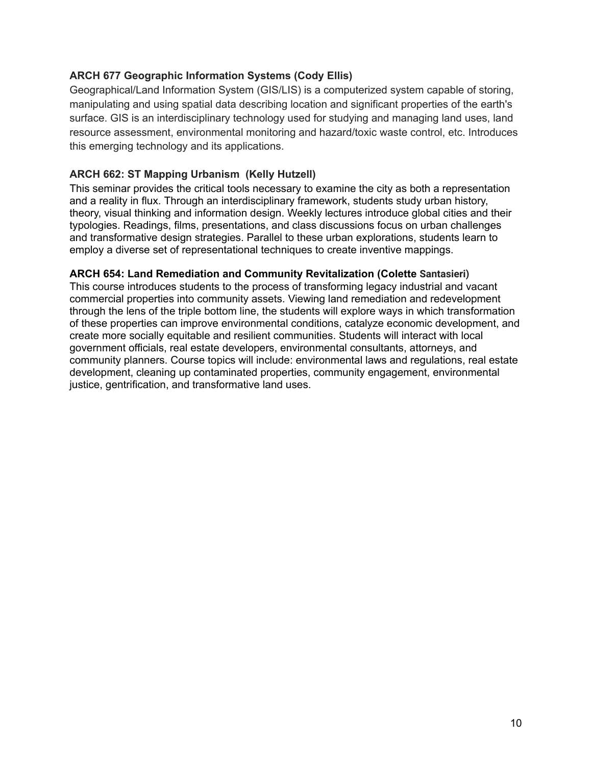**ARCH 677 Geographic Information Systems (Cody Ellis)**

Geographical/Land Information System (GIS/LIS) is a computerized system capable of storing, manipulating and using spatial data describing location and significant properties of the earth's surface. GIS is an interdisciplinary technology used for studying and managing land uses, land resource assessment, environmental monitoring and hazard/toxic waste control, etc. Introduces this emerging technology and its applications.

**ARCH 662: ST Mapping Urbanism (Kelly Hutzell)**

This seminar provides the critical tools necessary to examine the city as both a representation and a reality in flux. Through an interdisciplinary framework, students study urban history, theory, visual thinking and information design. Weekly lectures introduce global cities and their typologies. Readings, films, presentations, and class discussions focus on urban challenges and transformative design strategies. Parallel to these urban explorations, students learn to employ a diverse set of representational techniques to create inventive mappings.

**ARCH 654: Land Remediation and Community Revitalization (Colette Santasieri)**

This course introduces students to the process of transforming legacy industrial and vacant commercial properties into community assets. Viewing land remediation and redevelopment through the lens of the triple bottom line, the students will explore ways in which transformation of these properties can improve environmental conditions, catalyze economic development, and create more socially equitable and resilient communities. Students will interact with local government officials, real estate developers, environmental consultants, attorneys, and community planners. Course topics will include: environmental laws and regulations, real estate development, cleaning up contaminated properties, community engagement, environmental justice, gentrification, and transformative land uses.